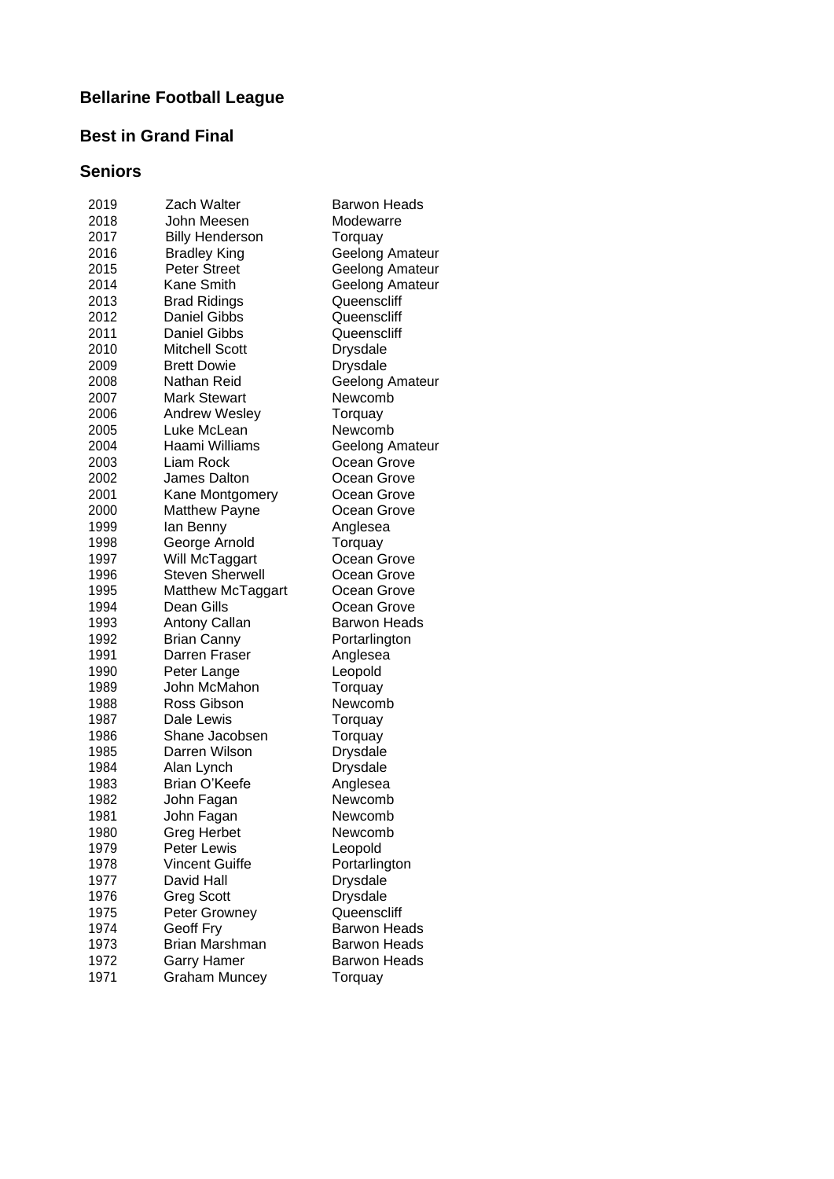## Bellarine Football League

## Best in Grand Final

### Seniors

| | | |
|---|---|---|
| 2019 | Zach Walter | Barwon Heads |
| 2018 | John Meesen | Modewarre |
| 2017 | Billy Henderson | Torquay |
| 2016 | Bradley King | Geelong Amateur |
| 2015 | Peter Street | Geelong Amateur |
| 2014 | Kane Smith | Geelong Amateur |
| 2013 | Brad Ridings | Queenscliff |
| 2012 | Daniel Gibbs | Queenscliff |
| 2011 | Daniel Gibbs | Queenscliff |
| 2010 | Mitchell Scott | Drysdale |
| 2009 | Brett Dowie | Drysdale |
| 2008 | Nathan Reid | Geelong Amateur |
| 2007 | Mark Stewart | Newcomb |
| 2006 | Andrew Wesley | Torquay |
| 2005 | Luke McLean | Newcomb |
| 2004 | Haami Williams | Geelong Amateur |
| 2003 | Liam Rock | Ocean Grove |
| 2002 | James Dalton | Ocean Grove |
| 2001 | Kane Montgomery | Ocean Grove |
| 2000 | Matthew Payne | Ocean Grove |
| 1999 | Ian Benny | Anglesea |
| 1998 | George Arnold | Torquay |
| 1997 | Will McTaggart | Ocean Grove |
| 1996 | Steven Sherwell | Ocean Grove |
| 1995 | Matthew McTaggart | Ocean Grove |
| 1994 | Dean Gills | Ocean Grove |
| 1993 | Antony Callan | Barwon Heads |
| 1992 | Brian Canny | Portarlington |
| 1991 | Darren Fraser | Anglesea |
| 1990 | Peter Lange | Leopold |
| 1989 | John McMahon | Torquay |
| 1988 | Ross Gibson | Newcomb |
| 1987 | Dale Lewis | Torquay |
| 1986 | Shane Jacobsen | Torquay |
| 1985 | Darren Wilson | Drysdale |
| 1984 | Alan Lynch | Drysdale |
| 1983 | Brian O'Keefe | Anglesea |
| 1982 | John Fagan | Newcomb |
| 1981 | John Fagan | Newcomb |
| 1980 | Greg Herbet | Newcomb |
| 1979 | Peter Lewis | Leopold |
| 1978 | Vincent Guiffe | Portarlington |
| 1977 | David Hall | Drysdale |
| 1976 | Greg Scott | Drysdale |
| 1975 | Peter Growney | Queenscliff |
| 1974 | Geoff Fry | Barwon Heads |
| 1973 | Brian Marshman | Barwon Heads |
| 1972 | Garry Hamer | Barwon Heads |
| 1971 | Graham Muncey | Torquay |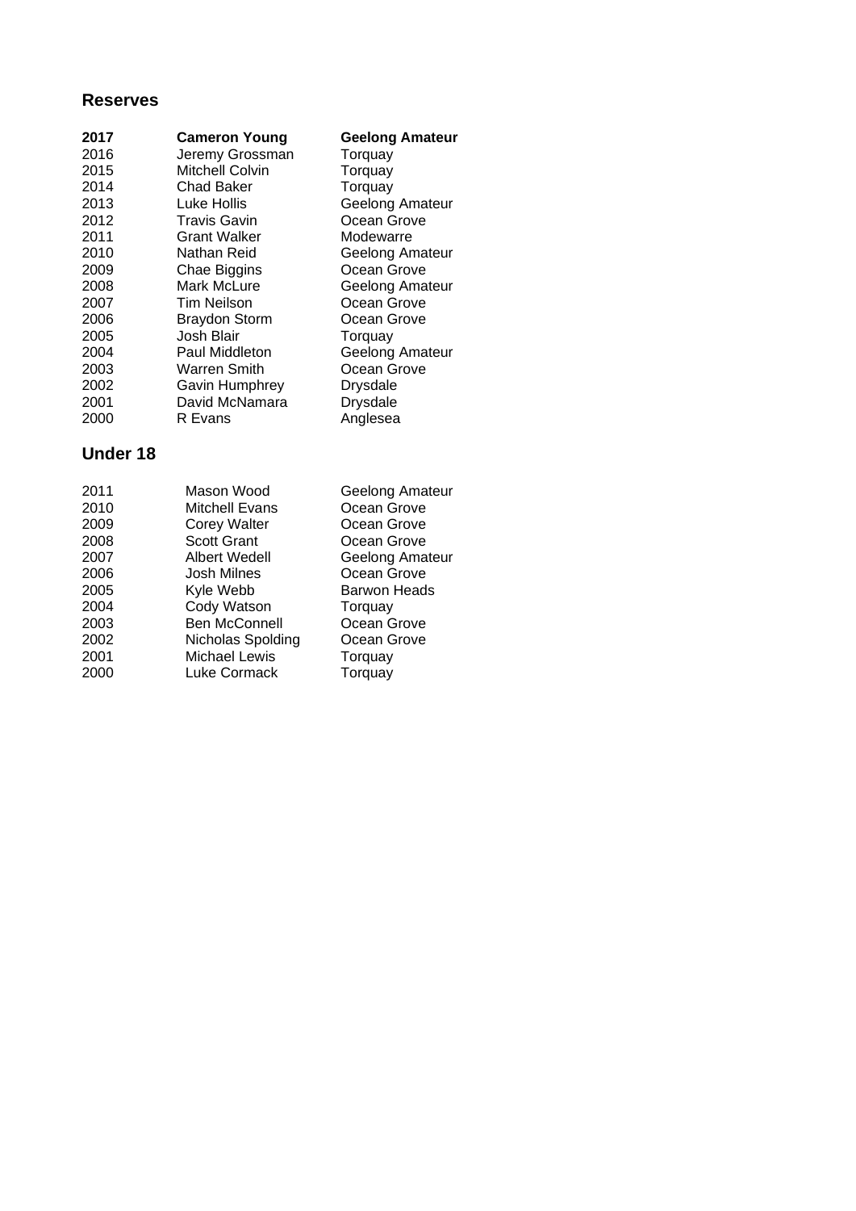## Reserves

| | | |
|---|---|---|
| **2017** | **Cameron Young** | **Geelong Amateur** |
| 2016 | Jeremy Grossman | Torquay |
| 2015 | Mitchell Colvin | Torquay |
| 2014 | Chad Baker | Torquay |
| 2013 | Luke Hollis | Geelong Amateur |
| 2012 | Travis Gavin | Ocean Grove |
| 2011 | Grant Walker | Modewarre |
| 2010 | Nathan Reid | Geelong Amateur |
| 2009 | Chae Biggins | Ocean Grove |
| 2008 | Mark McLure | Geelong Amateur |
| 2007 | Tim Neilson | Ocean Grove |
| 2006 | Braydon Storm | Ocean Grove |
| 2005 | Josh Blair | Torquay |
| 2004 | Paul Middleton | Geelong Amateur |
| 2003 | Warren Smith | Ocean Grove |
| 2002 | Gavin Humphrey | Drysdale |
| 2001 | David McNamara | Drysdale |
| 2000 | R Evans | Anglesea |

## Under 18

| | | |
|---|---|---|
| 2011 | Mason Wood | Geelong Amateur |
| 2010 | Mitchell Evans | Ocean Grove |
| 2009 | Corey Walter | Ocean Grove |
| 2008 | Scott Grant | Ocean Grove |
| 2007 | Albert Wedell | Geelong Amateur |
| 2006 | Josh Milnes | Ocean Grove |
| 2005 | Kyle Webb | Barwon Heads |
| 2004 | Cody Watson | Torquay |
| 2003 | Ben McConnell | Ocean Grove |
| 2002 | Nicholas Spolding | Ocean Grove |
| 2001 | Michael Lewis | Torquay |
| 2000 | Luke Cormack | Torquay |